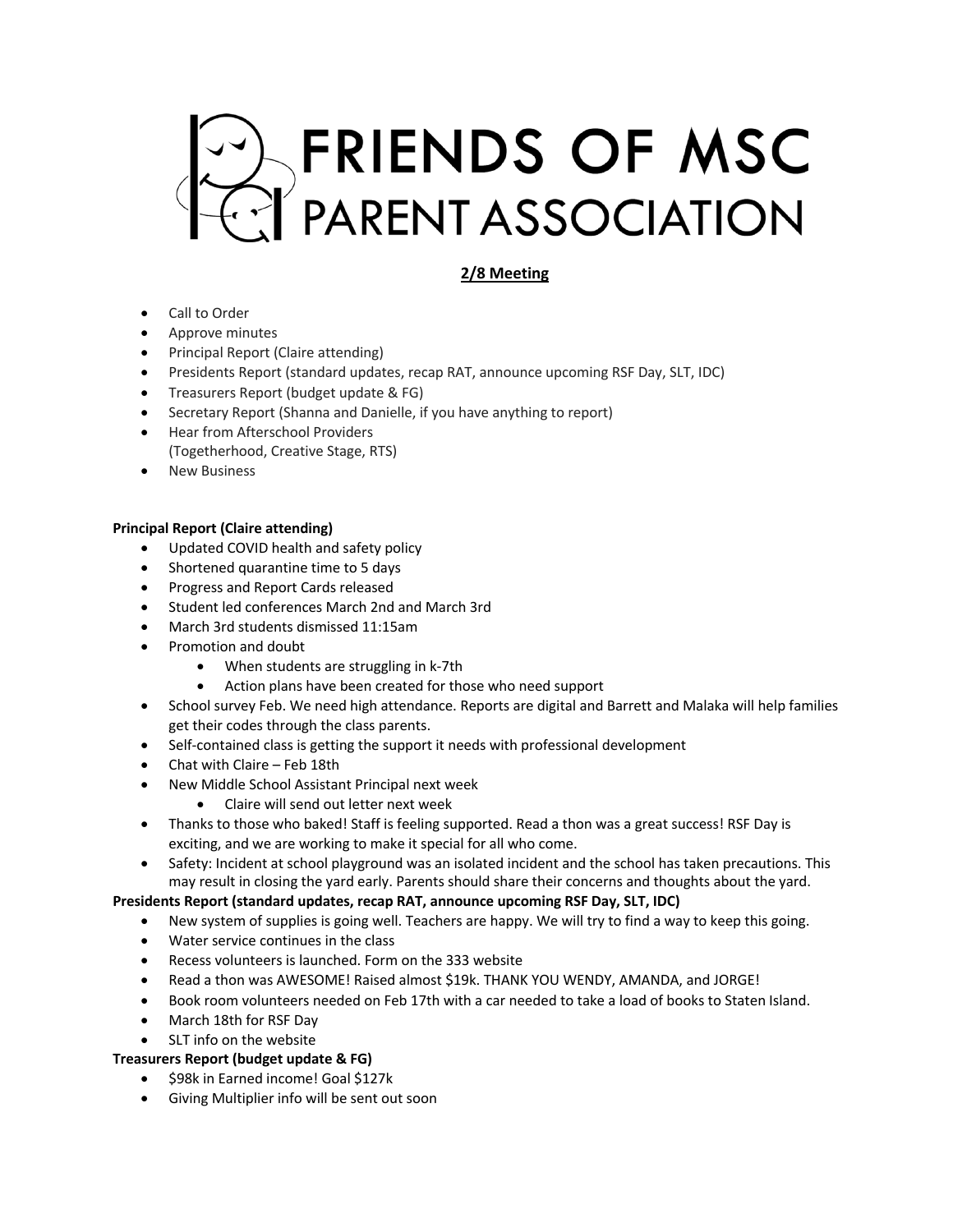# FRIENDS OF MSC PARENT ASSOCIATION

## 2/8 Meeting

- Call to Order
- Approve minutes
- Principal Report (Claire attending)
- Presidents Report (standard updates, recap RAT, announce upcoming RSF Day, SLT, IDC)
- Treasurers Report (budget update & FG)
- Secretary Report (Shanna and Danielle, if you have anything to report)
- Hear from Afterschool Providers (Togetherhood, Creative Stage, RTS)
- New Business

**Principal Report (Claire attending)**

- Updated COVID health and safety policy
- Shortened quarantine time to 5 days
- Progress and Report Cards released
- Student led conferences March 2nd and March 3rd
- March 3rd students dismissed 11:15am
- Promotion and doubt
    - When students are struggling in k-7th
    - Action plans have been created for those who need support
- School survey Feb. We need high attendance. Reports are digital and Barrett and Malaka will help families get their codes through the class parents.
- Self-contained class is getting the support it needs with professional development
- Chat with Claire – Feb 18th
- New Middle School Assistant Principal next week
    - Claire will send out letter next week
- Thanks to those who baked! Staff is feeling supported. Read a thon was a great success! RSF Day is exciting, and we are working to make it special for all who come.
- Safety: Incident at school playground was an isolated incident and the school has taken precautions. This may result in closing the yard early. Parents should share their concerns and thoughts about the yard.

**Presidents Report (standard updates, recap RAT, announce upcoming RSF Day, SLT, IDC)**

- New system of supplies is going well. Teachers are happy. We will try to find a way to keep this going.
- Water service continues in the class
- Recess volunteers is launched. Form on the 333 website
- Read a thon was AWESOME! Raised almost $19k. THANK YOU WENDY, AMANDA, and JORGE!
- Book room volunteers needed on Feb 17th with a car needed to take a load of books to Staten Island.
- March 18th for RSF Day
- SLT info on the website

**Treasurers Report (budget update & FG)**

- $98k in Earned income! Goal $127k
- Giving Multiplier info will be sent out soon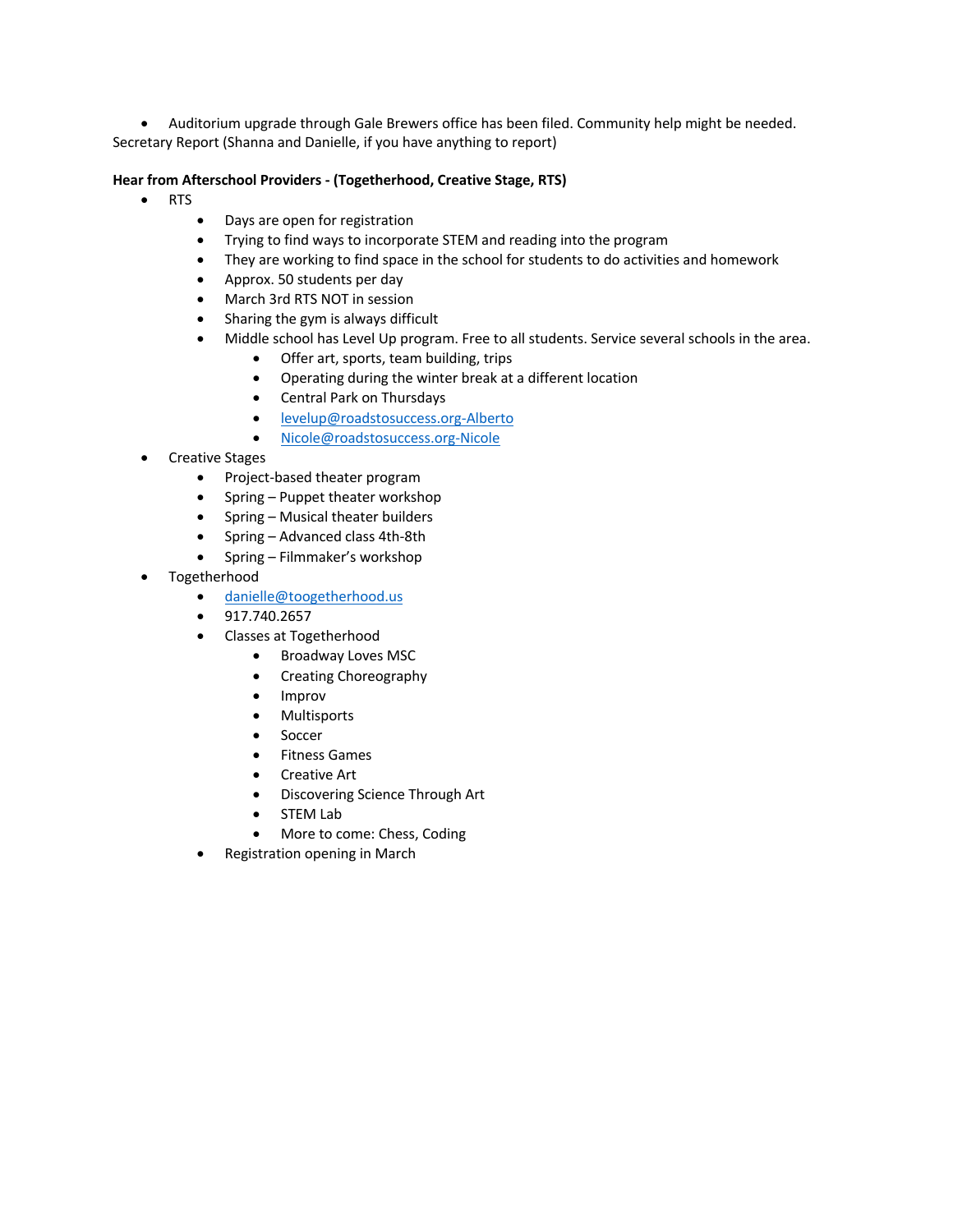- Auditorium upgrade through Gale Brewers office has been filed. Community help might be needed.

Secretary Report (Shanna and Danielle, if you have anything to report)

**Hear from Afterschool Providers - (Togetherhood, Creative Stage, RTS)**

- RTS
    - Days are open for registration
    - Trying to find ways to incorporate STEM and reading into the program
    - They are working to find space in the school for students to do activities and homework
    - Approx. 50 students per day
    - March 3rd RTS NOT in session
    - Sharing the gym is always difficult
    - Middle school has Level Up program. Free to all students. Service several schools in the area.
        - Offer art, sports, team building, trips
        - Operating during the winter break at a different location
        - Central Park on Thursdays
        - levelup@roadstosuccess.org-Alberto
        - Nicole@roadstosuccess.org-Nicole
- Creative Stages
    - Project-based theater program
    - Spring – Puppet theater workshop
    - Spring – Musical theater builders
    - Spring – Advanced class 4th-8th
    - Spring – Filmmaker's workshop
- Togetherhood
    - danielle@toogetherhood.us
    - 917.740.2657
    - Classes at Togetherhood
        - Broadway Loves MSC
        - Creating Choreography
        - Improv
        - Multisports
        - Soccer
        - Fitness Games
        - Creative Art
        - Discovering Science Through Art
        - STEM Lab
        - More to come: Chess, Coding
    - Registration opening in March